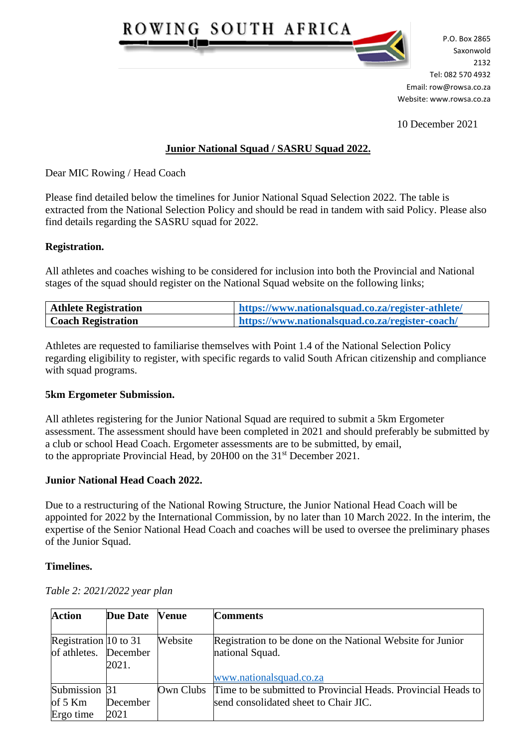ROWING SOUTH AFRICA

P.O. Box 2865
Saxonwold
2132
Tel: 082 570 4932
Email: row@rowsa.co.za
Website: www.rowsa.co.za

10 December 2021

**Junior National Squad / SASRU Squad 2022.**

Dear MIC Rowing / Head Coach

Please find detailed below the timelines for Junior National Squad Selection 2022. The table is extracted from the National Selection Policy and should be read in tandem with said Policy. Please also find details regarding the SASRU squad for 2022.

**Registration.**

All athletes and coaches wishing to be considered for inclusion into both the Provincial and National stages of the squad should register on the National Squad website on the following links;

| Athlete Registration | https://www.nationalsquad.co.za/register-athlete/ |
|---|---|
| **Coach Registration** | **https://www.nationalsquad.co.za/register-coach/** |

Athletes are requested to familiarise themselves with Point 1.4 of the National Selection Policy regarding eligibility to register, with specific regards to valid South African citizenship and compliance with squad programs.

**5km Ergometer Submission.**

All athletes registering for the Junior National Squad are required to submit a 5km Ergometer assessment. The assessment should have been completed in 2021 and should preferably be submitted by a club or school Head Coach. Ergometer assessments are to be submitted, by email, to the appropriate Provincial Head, by 20H00 on the 31st December 2021.

**Junior National Head Coach 2022.**

Due to a restructuring of the National Rowing Structure, the Junior National Head Coach will be appointed for 2022 by the International Commission, by no later than 10 March 2022. In the interim, the expertise of the Senior National Head Coach and coaches will be used to oversee the preliminary phases of the Junior Squad.

**Timelines.**

*Table 2: 2021/2022 year plan*

| Action | Due Date | Venue | Comments |
|---|---|---|---|
| Registration of athletes. | 10 to 31 December 2021. | Website | Registration to be done on the National Website for Junior national Squad.<br><br>www.nationalsquad.co.za |
| Submission of 5 Km Ergo time | 31 December 2021 | Own Clubs | Time to be submitted to Provincial Heads. Provincial Heads to send consolidated sheet to Chair JIC. |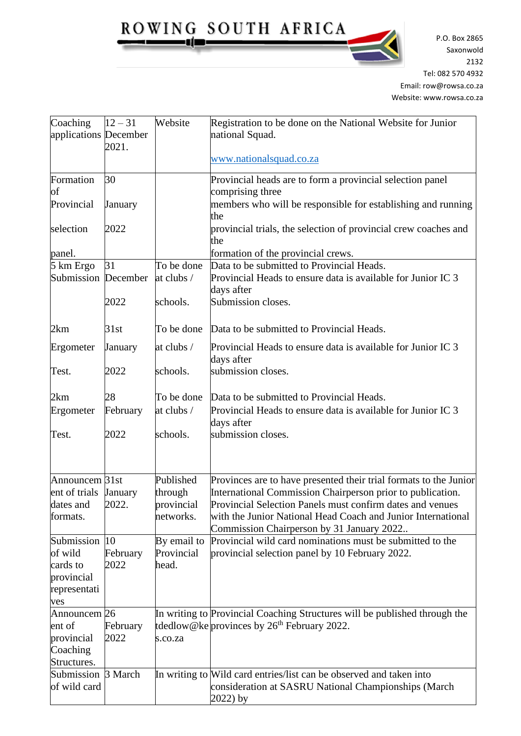ROWING SOUTH AFRICA

P.O. Box 2865
Saxonwold
2132
Tel: 082 570 4932
Email: row@rowsa.co.za
Website: www.rowsa.co.za

| | | | |
|---|---|---|---|
| Coaching applications | 12 – 31 December 2021. | Website | Registration to be done on the National Website for Junior national Squad. www.nationalsquad.co.za |
| Formation of Provincial selection panel. | 30 January 2022 | | Provincial heads are to form a provincial selection panel comprising three members who will be responsible for establishing and running the provincial trials, the selection of provincial crew coaches and the formation of the provincial crews. |
| 5 km Ergo Submission | 31 December 2022 | To be done at clubs / schools. | Data to be submitted to Provincial Heads. Provincial Heads to ensure data is available for Junior IC 3 days after Submission closes. |
| 2km Ergometer Test. | 31st January 2022 | To be done at clubs / schools. | Data to be submitted to Provincial Heads. Provincial Heads to ensure data is available for Junior IC 3 days after submission closes. |
| 2km Ergometer Test. | 28 February 2022 | To be done at clubs / schools. | Data to be submitted to Provincial Heads. Provincial Heads to ensure data is available for Junior IC 3 days after submission closes. |
| Announcement of trials dates and formats. | 31st January 2022. | Published through provincial networks. | Provinces are to have presented their trial formats to the Junior International Commission Chairperson prior to publication. Provincial Selection Panels must confirm dates and venues with the Junior National Head Coach and Junior International Commission Chairperson by 31 January 2022.. |
| Submission of wild cards to provincial representatives | 10 February 2022 | By email to Provincial head. | Provincial wild card nominations must be submitted to the provincial selection panel by 10 February 2022. |
| Announcement of provincial Coaching Structures. | 26 February 2022 | In writing to tdedlow@kes.co.za | Provincial Coaching Structures will be published through the provinces by 26th February 2022. |
| Submission of wild card | 3 March | In writing to | Wild card entries/list can be observed and taken into consideration at SASRU National Championships (March 2022) by |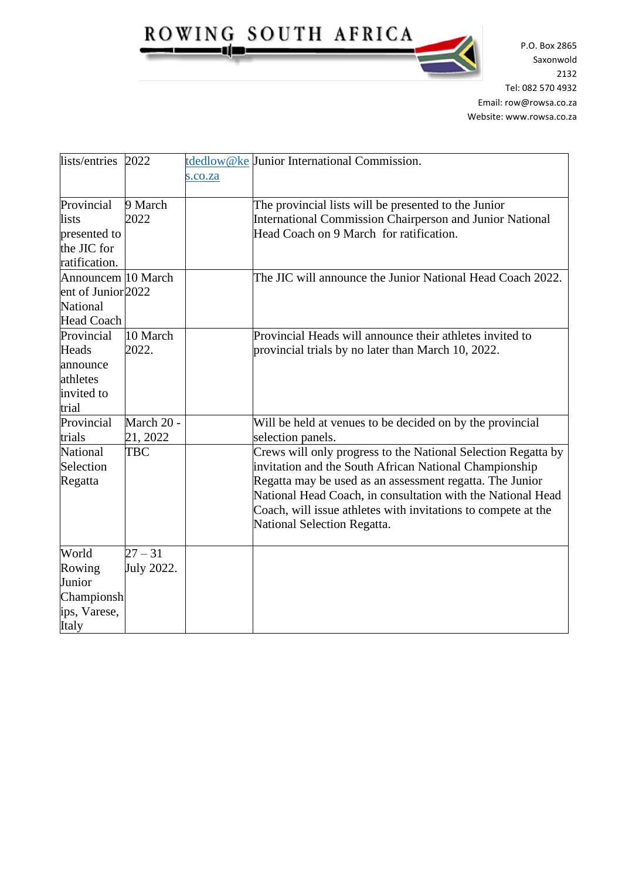| lists/entries | 2022 | tdedlow@kes.co.za | Junior International Commission. |
|---|---|---|---|
| Provincial lists presented to the JIC for ratification. | 9 March 2022 | | The provincial lists will be presented to the Junior International Commission Chairperson and Junior National Head Coach on 9 March for ratification. |
| Announcement of Junior National Head Coach | 10 March 2022 | | The JIC will announce the Junior National Head Coach 2022. |
| Provincial Heads announce athletes invited to trial | 10 March 2022. | | Provincial Heads will announce their athletes invited to provincial trials by no later than March 10, 2022. |
| Provincial trials | March 20 - 21, 2022 | | Will be held at venues to be decided on by the provincial selection panels. |
| National Selection Regatta | TBC | | Crews will only progress to the National Selection Regatta by invitation and the South African National Championship Regatta may be used as an assessment regatta. The Junior National Head Coach, in consultation with the National Head Coach, will issue athletes with invitations to compete at the National Selection Regatta. |
| World Rowing Junior Championships, Varese, Italy | 27 – 31 July 2022. | | |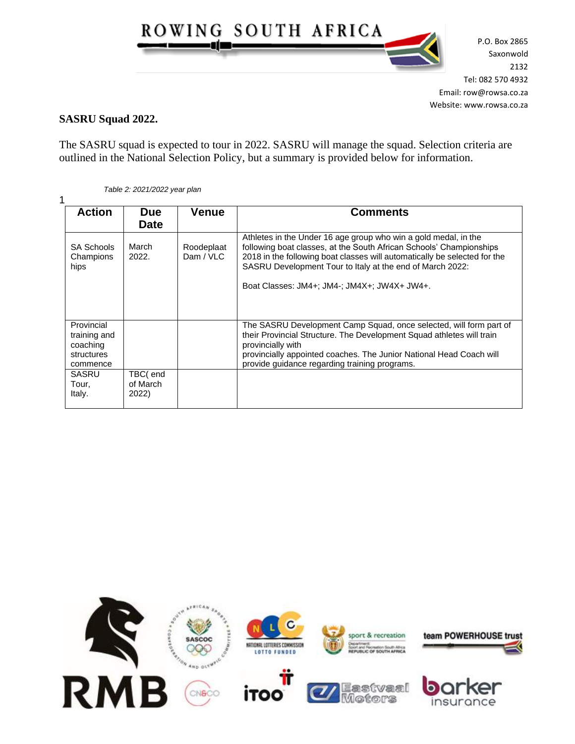ROWING SOUTH AFRICA

P.O. Box 2865
Saxonwold
2132
Tel: 082 570 4932
Email: row@rowsa.co.za
Website: www.rowsa.co.za

**SASRU Squad 2022.**

The SASRU squad is expected to tour in 2022. SASRU will manage the squad. Selection criteria are outlined in the National Selection Policy, but a summary is provided below for information.

*Table 2: 2021/2022 year plan*

1

| Action | Due Date | Venue | Comments |
|---|---|---|---|
| SA Schools Championships | March 2022. | Roodeplaat Dam / VLC | Athletes in the Under 16 age group who win a gold medal, in the following boat classes, at the South African Schools' Championships 2018 in the following boat classes will automatically be selected for the SASRU Development Tour to Italy at the end of March 2022:<br><br>Boat Classes: JM4+; JM4-; JM4X+; JW4X+ JW4+. |
| Provincial training and coaching structures commence | | | The SASRU Development Camp Squad, once selected, will form part of their Provincial Structure. The Development Squad athletes will train provincially with provincially appointed coaches. The Junior National Head Coach will provide guidance regarding training programs. |
| SASRU Tour, Italy. | TBC( end of March 2022) | | |